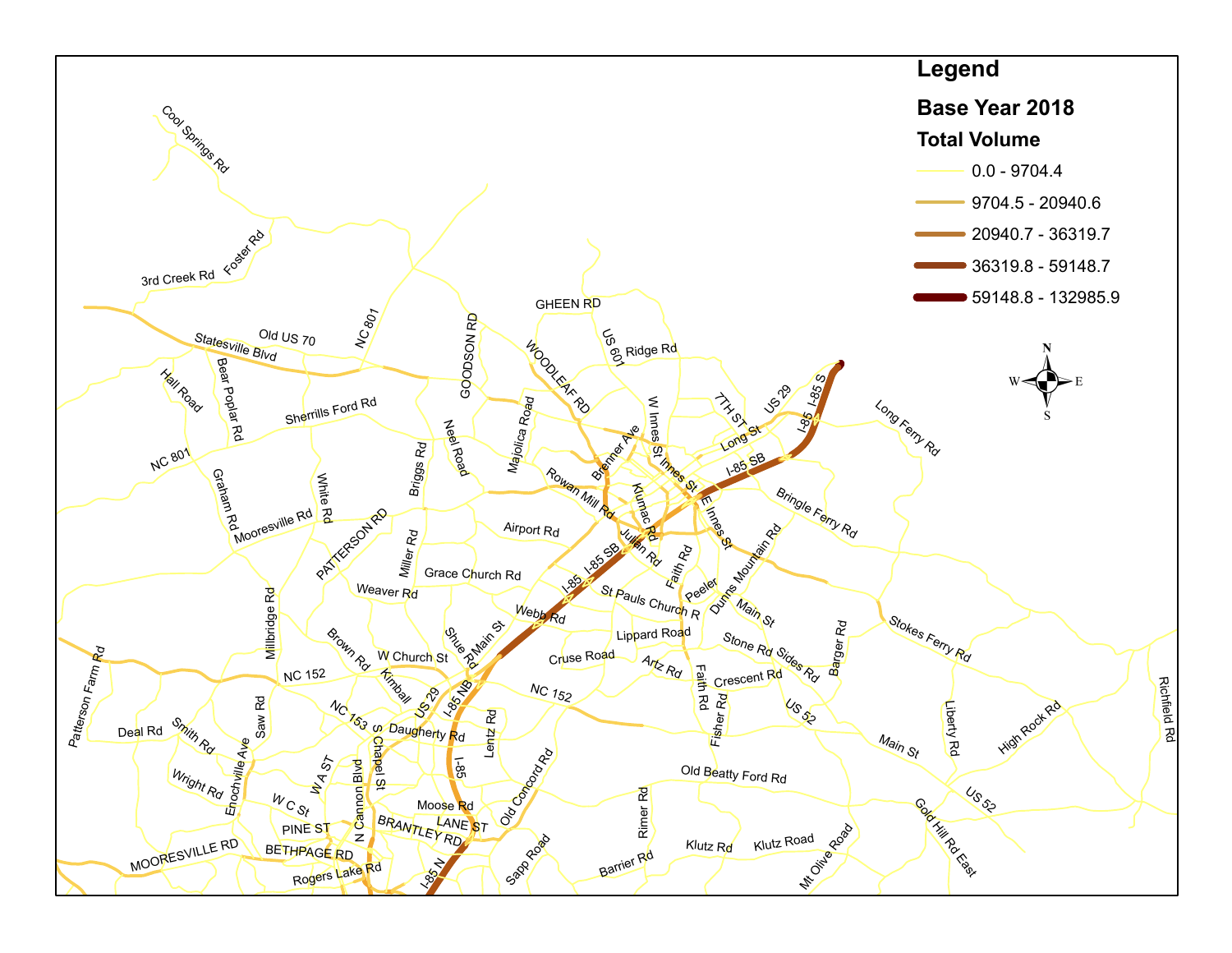# Legend

## Base Year 2018

### Total Volume

- 0.0 - 9704.4
- 9704.5 - 20940.6
- 20940.7 - 36319.7
- 36319.8 - 59148.7
- 59148.8 - 132985.9

N
W E
S

Cool Springs Rd
Foster Rd
3rd Creek Rd
Old US 70
Statesville Blvd
NC 801
GOODSON RD
GHEEN RD
WOODLEAF RD
US 601
Ridge Rd
Hall Road
Bear Poplar Rd
Sherrills Ford Rd
Majolica Road
Neel Road
Briggs Rd
W Innes St
Brenner Ave
7TH ST
US 29
I-85 S
I-85
Long Ferry Rd
Long St
I-85 SB
NC 801
Graham Rd
White Rd
Mooresville Rd
PATTERSON RD
Rowan Mill Rd
Innes St
E Innes St
Klumac Rd
Bringle Ferry Rd
Airport Rd
Miller Rd
Julian Rd
Faith Rd
Dunns Mountain Rd
I-85 SB
I-85
Grace Church Rd
Weaver Rd
Millbridge Rd
Peeler
St Pauls Church R
Main St
Webb Rd
Stokes Ferry Rd
Barger Rd
Patterson Farm Rd
Brown Rd
W Church St
Shue Rd
Main St
Lippard Road
Stone Rd
Sides Rd
Cruse Road
Artz Rd
Crescent Rd
Faith Rd
NC 152
Kimball
I-85 NB
NC 152
Richfield Rd
US 29
US 52
Fisher Rd
Liberty Rd
High Rock Rd
NC 153
S Chapel St
Daugherty Rd
Lentz Rd
Main St
Deal Rd
Smith Rd
Saw Rd
Enochville Ave
I-85
Old Concord Rd
Old Beatty Ford Rd
Wright Rd
W A ST
N Cannon Blvd
Rimer Rd
US 52
W C St
Moose Rd
Gold Hill Rd East
PINE ST
LANE ST
BRANTLEY RD
Klutz Rd
Klutz Road
Mt Olive Road
MOORESVILLE RD
BETHPAGE RD
Sapp Road
Barrier Rd
Rogers Lake Rd
I-85 N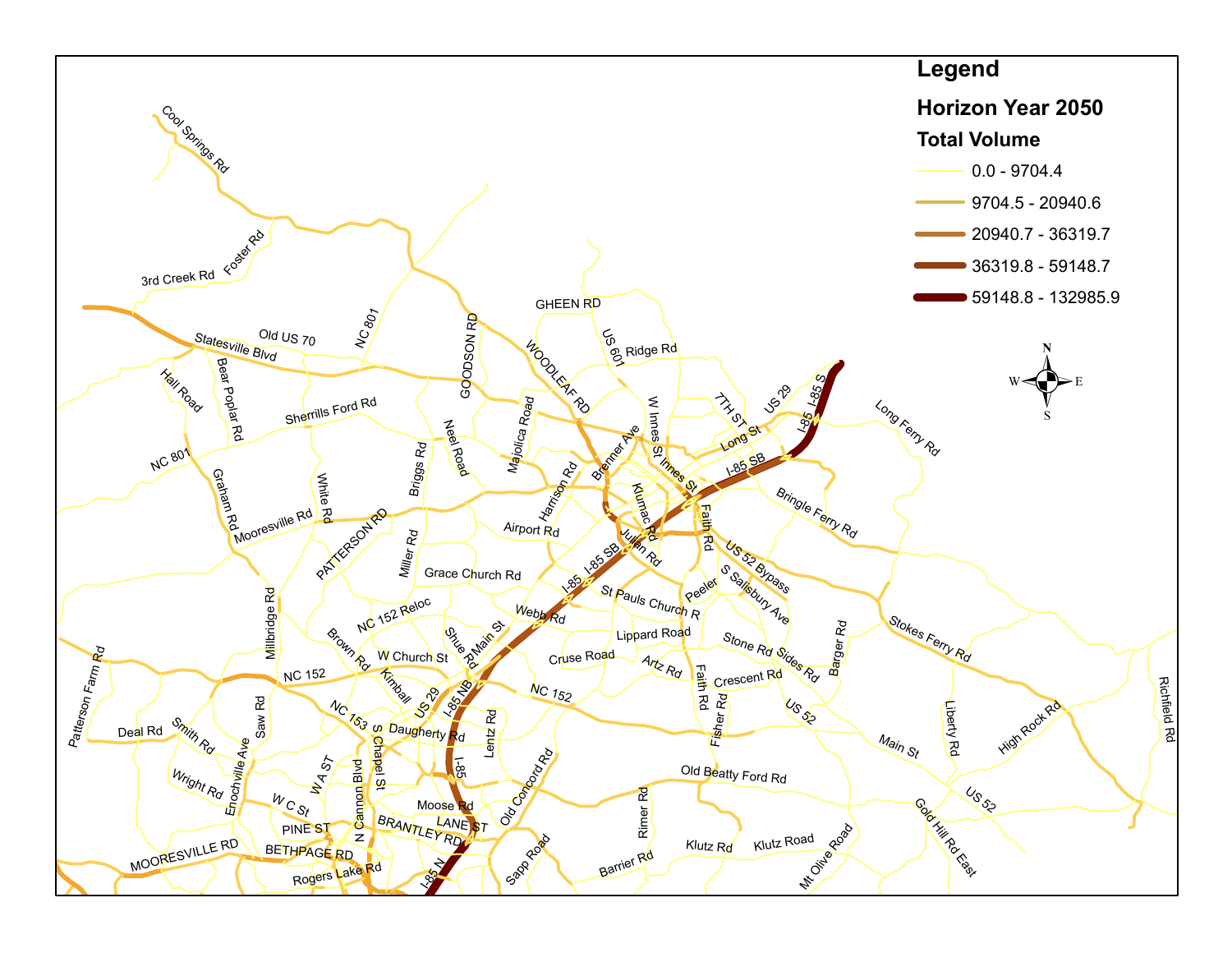Legend

Horizon Year 2050

Total Volume

0.0 - 9704.4

9704.5 - 20940.6

20940.7 - 36319.7

36319.8 - 59148.7

59148.8 - 132985.9

N

S

E

W

Cool Springs Rd

Foster Rd

3rd Creek Rd

Old US 70

Statesville Blvd

NC 801

GOODSON RD

GHEEN RD

US 601

Ridge Rd

WOODLEAF RD

Hall Road

Bear Poplar Rd

Sherrills Ford Rd

NC 801

Graham Rd

White Rd

Mooresville Rd

PATTERSON RD

Briggs Rd

Neel Road

Majolica Road

Harrison Rd

Brenner Ave

W Innes St

Innes St

7TH ST

US 29

I-85 S

Long St

I-85

I-85 SB

Long Ferry Rd

Bringle Ferry Rd

Klumac Rd

Faith Rd

Airport Rd

Julian Rd

US 52 Bypass

S Salisbury Ave

Miller Rd

Grace Church Rd

I-85 SB

I-85

Peeler

St Pauls Church R

Millbridge Rd

NC 152 Reloc

Webb Rd

Lippard Road

Stone Rd

Sides Rd

Barger Rd

Stokes Ferry Rd

Brown Rd

W Church St

Shue Rd

Main St

Cruse Road

Artz Rd

Crescent Rd

Faith Rd

Patterson Farm Rd

NC 152

Kimball

I-85 NB

NC 152

Fisher Rd

US 52

Richfield Rd

NC 153

US 29

Saw Rd

Deal Rd

Smith Rd

S Chapel St

Daugherty Rd

Lentz Rd

Main St

Liberty Rd

High Rock Rd

Enochville Ave

W A ST

N Cannon Blvd

I-85

Old Concord Rd

Old Beatty Ford Rd

Wright Rd

W C St

Moose Rd

Rimer Rd

US 52

Gold Hill Rd East

PINE ST

BRANTLEY RD

LANE ST

MOORESVILLE RD

BETHPAGE RD

Sapp Road

Klutz Rd

Klutz Road

Mt Olive Road

Barrier Rd

Rogers Lake Rd

I-85 N